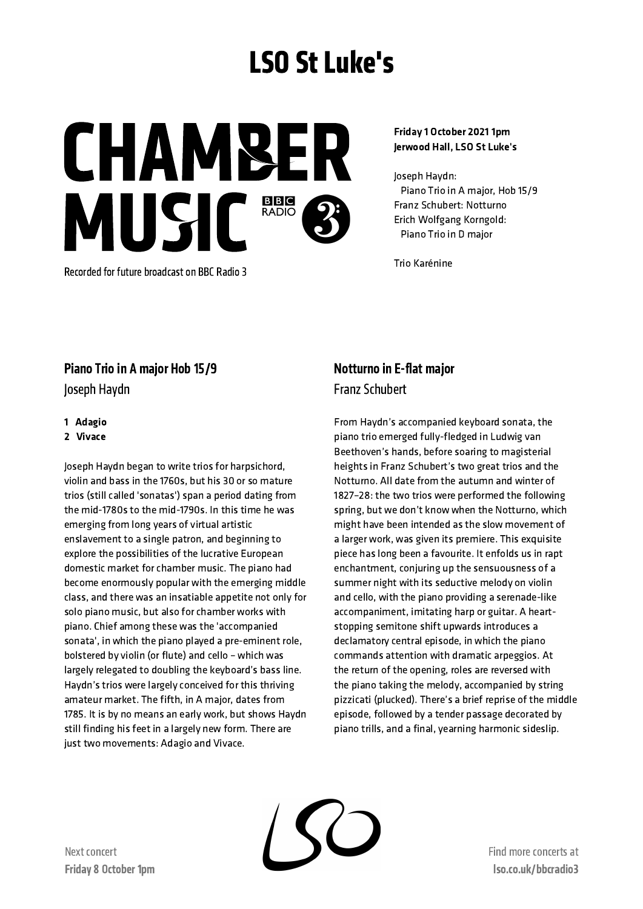# LSO St Luke's

# CHAMBER MUSIC

BBC RADIO 3

Recorded for future broadcast on BBC Radio 3

**Friday 1 October 2021 1pm**
**Jerwood Hall, LSO St Luke's**

Joseph Haydn:
Piano Trio in A major, Hob 15/9
Franz Schubert: Notturno
Erich Wolfgang Korngold:
Piano Trio in D major

Trio Karénine

## Piano Trio in A major Hob 15/9

### Joseph Haydn

1. **Adagio**
2. **Vivace**

Joseph Haydn began to write trios for harpsichord, violin and bass in the 1760s, but his 30 or so mature trios (still called 'sonatas') span a period dating from the mid-1780s to the mid-1790s. In this time he was emerging from long years of virtual artistic enslavement to a single patron, and beginning to explore the possibilities of the lucrative European domestic market for chamber music. The piano had become enormously popular with the emerging middle class, and there was an insatiable appetite not only for solo piano music, but also for chamber works with piano. Chief among these was the 'accompanied sonata', in which the piano played a pre-eminent role, bolstered by violin (or flute) and cello – which was largely relegated to doubling the keyboard's bass line. Haydn's trios were largely conceived for this thriving amateur market. The fifth, in A major, dates from 1785. It is by no means an early work, but shows Haydn still finding his feet in a largely new form. There are just two movements: Adagio and Vivace.

## Notturno in E-flat major

### Franz Schubert

From Haydn's accompanied keyboard sonata, the piano trio emerged fully-fledged in Ludwig van Beethoven's hands, before soaring to magisterial heights in Franz Schubert's two great trios and the Notturno. All date from the autumn and winter of 1827–28: the two trios were performed the following spring, but we don't know when the Notturno, which might have been intended as the slow movement of a larger work, was given its premiere. This exquisite piece has long been a favourite. It enfolds us in rapt enchantment, conjuring up the sensuousness of a summer night with its seductive melody on violin and cello, with the piano providing a serenade-like accompaniment, imitating harp or guitar. A heart-stopping semitone shift upwards introduces a declamatory central episode, in which the piano commands attention with dramatic arpeggios. At the return of the opening, roles are reversed with the piano taking the melody, accompanied by string pizzicati (plucked). There's a brief reprise of the middle episode, followed by a tender passage decorated by piano trills, and a final, yearning harmonic sideslip.

Next concert
**Friday 8 October 1pm**

Find more concerts at
**lso.co.uk/bbcradio3**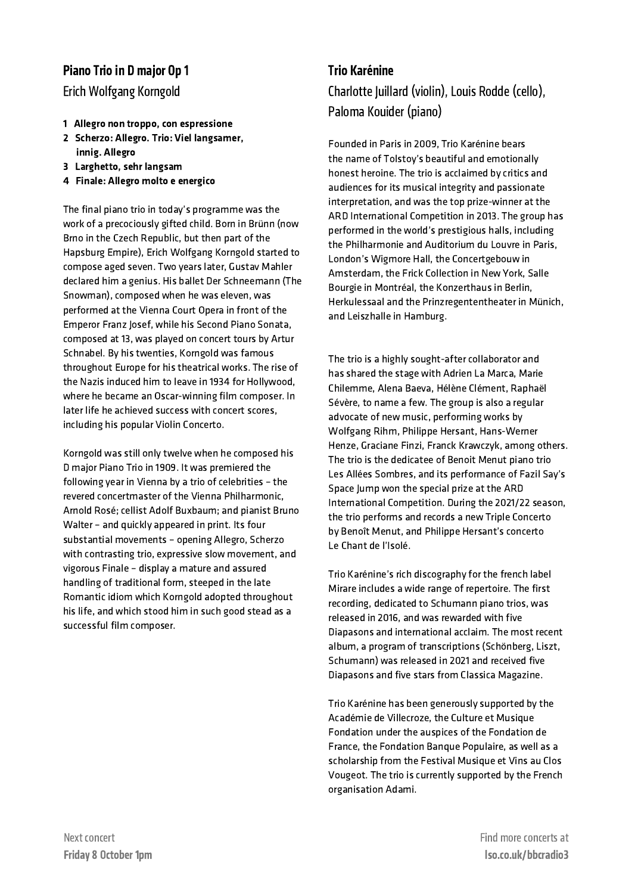## Piano Trio in D major Op 1

### Erich Wolfgang Korngold

1. **Allegro non troppo, con espressione**
2. **Scherzo: Allegro. Trio: Viel langsamer, innig. Allegro**
3. **Larghetto, sehr langsam**
4. **Finale: Allegro molto e energico**

The final piano trio in today's programme was the work of a precociously gifted child. Born in Brünn (now Brno in the Czech Republic, but then part of the Hapsburg Empire), Erich Wolfgang Korngold started to compose aged seven. Two years later, Gustav Mahler declared him a genius. His ballet Der Schneemann (The Snowman), composed when he was eleven, was performed at the Vienna Court Opera in front of the Emperor Franz Josef, while his Second Piano Sonata, composed at 13, was played on concert tours by Artur Schnabel. By his twenties, Korngold was famous throughout Europe for his theatrical works. The rise of the Nazis induced him to leave in 1934 for Hollywood, where he became an Oscar-winning film composer. In later life he achieved success with concert scores, including his popular Violin Concerto.

Korngold was still only twelve when he composed his D major Piano Trio in 1909. It was premiered the following year in Vienna by a trio of celebrities – the revered concertmaster of the Vienna Philharmonic, Arnold Rosé; cellist Adolf Buxbaum; and pianist Bruno Walter – and quickly appeared in print. Its four substantial movements – opening Allegro, Scherzo with contrasting trio, expressive slow movement, and vigorous Finale – display a mature and assured handling of traditional form, steeped in the late Romantic idiom which Korngold adopted throughout his life, and which stood him in such good stead as a successful film composer.

## Trio Karénine

### Charlotte Juillard (violin), Louis Rodde (cello), Paloma Kouider (piano)

Founded in Paris in 2009, Trio Karénine bears the name of Tolstoy's beautiful and emotionally honest heroine. The trio is acclaimed by critics and audiences for its musical integrity and passionate interpretation, and was the top prize-winner at the ARD International Competition in 2013. The group has performed in the world's prestigious halls, including the Philharmonie and Auditorium du Louvre in Paris, London's Wigmore Hall, the Concertgebouw in Amsterdam, the Frick Collection in New York, Salle Bourgie in Montréal, the Konzerthaus in Berlin, Herkulessaal and the Prinzregententheater in Münich, and Leiszhalle in Hamburg.

The trio is a highly sought-after collaborator and has shared the stage with Adrien La Marca, Marie Chilemme, Alena Baeva, Hélène Clément, Raphaël Sévère, to name a few. The group is also a regular advocate of new music, performing works by Wolfgang Rihm, Philippe Hersant, Hans-Werner Henze, Graciane Finzi, Franck Krawczyk, among others. The trio is the dedicatee of Benoit Menut piano trio Les Allées Sombres, and its performance of Fazil Say's Space Jump won the special prize at the ARD International Competition. During the 2021/22 season, the trio performs and records a new Triple Concerto by Benoît Menut, and Philippe Hersant's concerto Le Chant de l'Isolé.

Trio Karénine's rich discography for the french label Mirare includes a wide range of repertoire. The first recording, dedicated to Schumann piano trios, was released in 2016, and was rewarded with five Diapasons and international acclaim. The most recent album, a program of transcriptions (Schönberg, Liszt, Schumann) was released in 2021 and received five Diapasons and five stars from Classica Magazine.

Trio Karénine has been generously supported by the Académie de Villecroze, the Culture et Musique Fondation under the auspices of the Fondation de France, the Fondation Banque Populaire, as well as a scholarship from the Festival Musique et Vins au Clos Vougeot. The trio is currently supported by the French organisation Adami.

Next concert
**Friday 8 October 1pm**

Find more concerts at
**lso.co.uk/bbcradio3**